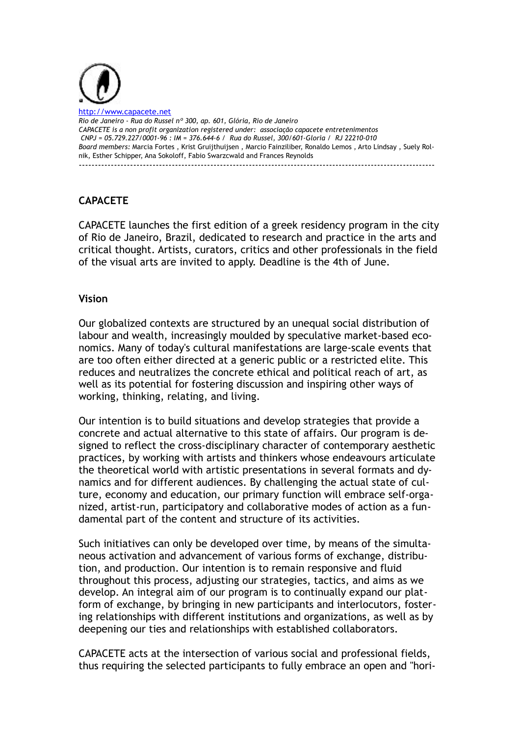http://www.capacete.net

*Rio de Janeiro - Rua do Russel nº 300, ap. 601, Glória, Rio de Janeiro*
*CAPACETE is a non profit organization registered under: associação capacete entretenimentos*
*CNPJ = 05.729.227/0001-96 : IM = 376.644-6 / Rua do Russel, 300/601-Gloria / RJ 22210-010*
*Board members:* Marcia Fortes , Krist Gruijthuijsen , Marcio Fainziliber, Ronaldo Lemos , Arto Lindsay , Suely Rolnik, Esther Schipper, Ana Sokoloff, Fabio Swarzcwald and Frances Reynolds

---

**CAPACETE**

CAPACETE launches the first edition of a greek residency program in the city of Rio de Janeiro, Brazil, dedicated to research and practice in the arts and critical thought. Artists, curators, critics and other professionals in the field of the visual arts are invited to apply. Deadline is the 4th of June.

**Vision**

Our globalized contexts are structured by an unequal social distribution of labour and wealth, increasingly moulded by speculative market-based economics. Many of today's cultural manifestations are large-scale events that are too often either directed at a generic public or a restricted elite. This reduces and neutralizes the concrete ethical and political reach of art, as well as its potential for fostering discussion and inspiring other ways of working, thinking, relating, and living.

Our intention is to build situations and develop strategies that provide a concrete and actual alternative to this state of affairs. Our program is designed to reflect the cross-disciplinary character of contemporary aesthetic practices, by working with artists and thinkers whose endeavours articulate the theoretical world with artistic presentations in several formats and dynamics and for different audiences. By challenging the actual state of culture, economy and education, our primary function will embrace self-organized, artist-run, participatory and collaborative modes of action as a fundamental part of the content and structure of its activities.

Such initiatives can only be developed over time, by means of the simultaneous activation and advancement of various forms of exchange, distribution, and production. Our intention is to remain responsive and fluid throughout this process, adjusting our strategies, tactics, and aims as we develop. An integral aim of our program is to continually expand our platform of exchange, by bringing in new participants and interlocutors, fostering relationships with different institutions and organizations, as well as by deepening our ties and relationships with established collaborators.

CAPACETE acts at the intersection of various social and professional fields, thus requiring the selected participants to fully embrace an open and "hori-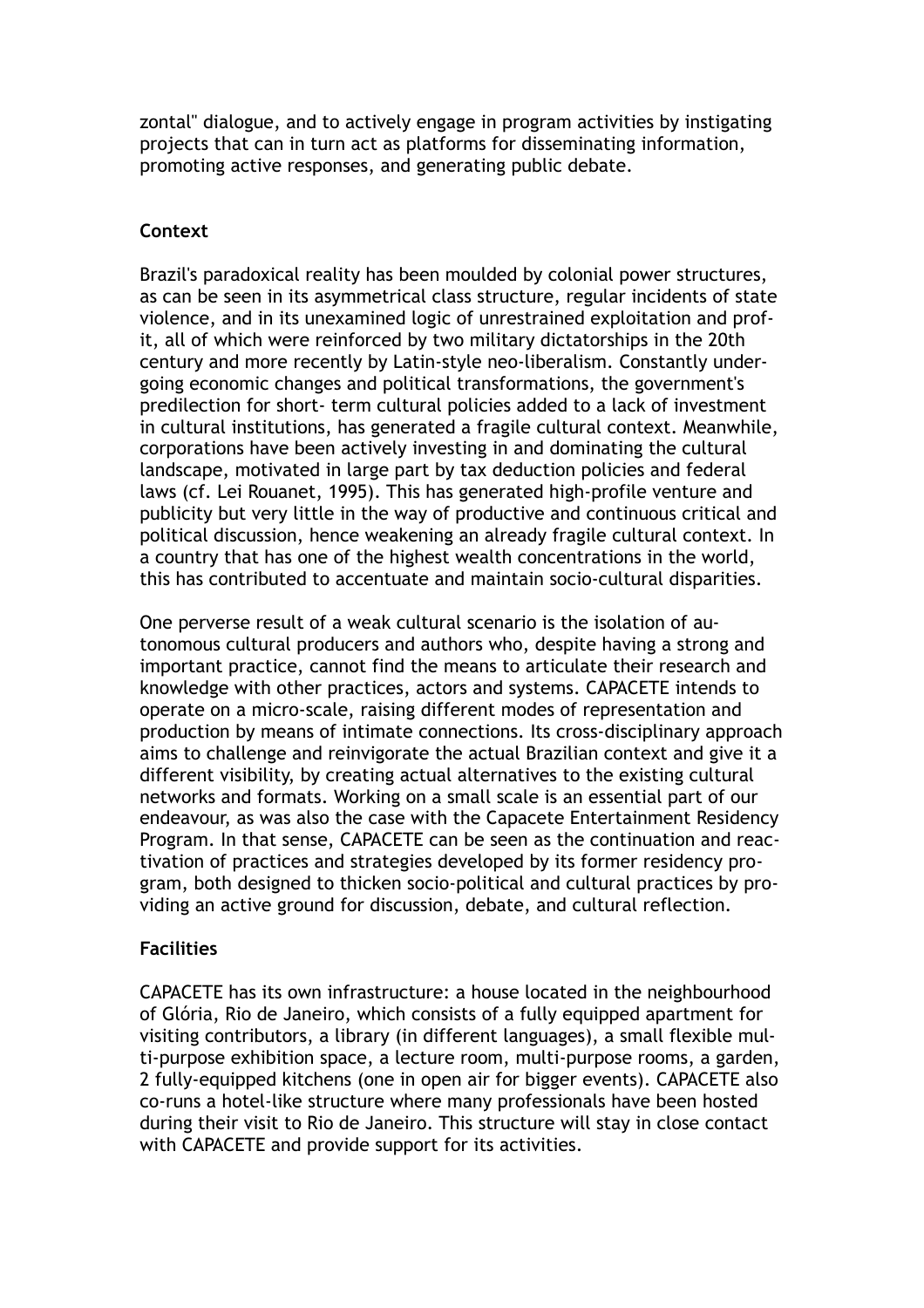zontal" dialogue, and to actively engage in program activities by instigating projects that can in turn act as platforms for disseminating information, promoting active responses, and generating public debate.

**Context**

Brazil's paradoxical reality has been moulded by colonial power structures, as can be seen in its asymmetrical class structure, regular incidents of state violence, and in its unexamined logic of unrestrained exploitation and profit, all of which were reinforced by two military dictatorships in the 20th century and more recently by Latin-style neo-liberalism. Constantly undergoing economic changes and political transformations, the government's predilection for short- term cultural policies added to a lack of investment in cultural institutions, has generated a fragile cultural context. Meanwhile, corporations have been actively investing in and dominating the cultural landscape, motivated in large part by tax deduction policies and federal laws (cf. Lei Rouanet, 1995). This has generated high-profile venture and publicity but very little in the way of productive and continuous critical and political discussion, hence weakening an already fragile cultural context. In a country that has one of the highest wealth concentrations in the world, this has contributed to accentuate and maintain socio-cultural disparities.

One perverse result of a weak cultural scenario is the isolation of autonomous cultural producers and authors who, despite having a strong and important practice, cannot find the means to articulate their research and knowledge with other practices, actors and systems. CAPACETE intends to operate on a micro-scale, raising different modes of representation and production by means of intimate connections. Its cross-disciplinary approach aims to challenge and reinvigorate the actual Brazilian context and give it a different visibility, by creating actual alternatives to the existing cultural networks and formats. Working on a small scale is an essential part of our endeavour, as was also the case with the Capacete Entertainment Residency Program. In that sense, CAPACETE can be seen as the continuation and reactivation of practices and strategies developed by its former residency program, both designed to thicken socio-political and cultural practices by providing an active ground for discussion, debate, and cultural reflection.

**Facilities**

CAPACETE has its own infrastructure: a house located in the neighbourhood of Glória, Rio de Janeiro, which consists of a fully equipped apartment for visiting contributors, a library (in different languages), a small flexible multi-purpose exhibition space, a lecture room, multi-purpose rooms, a garden, 2 fully-equipped kitchens (one in open air for bigger events). CAPACETE also co-runs a hotel-like structure where many professionals have been hosted during their visit to Rio de Janeiro. This structure will stay in close contact with CAPACETE and provide support for its activities.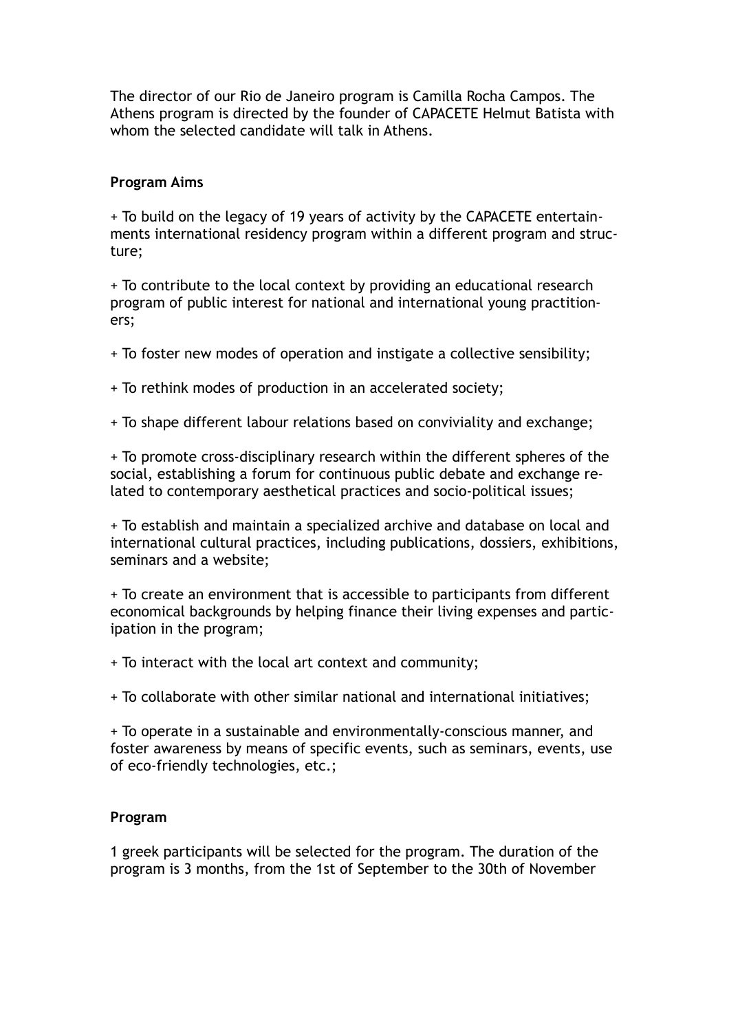The director of our Rio de Janeiro program is Camilla Rocha Campos. The Athens program is directed by the founder of CAPACETE Helmut Batista with whom the selected candidate will talk in Athens.

**Program Aims**

+ To build on the legacy of 19 years of activity by the CAPACETE entertainments international residency program within a different program and structure;

+ To contribute to the local context by providing an educational research program of public interest for national and international young practitioners;

+ To foster new modes of operation and instigate a collective sensibility;

+ To rethink modes of production in an accelerated society;

+ To shape different labour relations based on conviviality and exchange;

+ To promote cross-disciplinary research within the different spheres of the social, establishing a forum for continuous public debate and exchange related to contemporary aesthetical practices and socio-political issues;

+ To establish and maintain a specialized archive and database on local and international cultural practices, including publications, dossiers, exhibitions, seminars and a website;

+ To create an environment that is accessible to participants from different economical backgrounds by helping finance their living expenses and participation in the program;

+ To interact with the local art context and community;

+ To collaborate with other similar national and international initiatives;

+ To operate in a sustainable and environmentally-conscious manner, and foster awareness by means of specific events, such as seminars, events, use of eco-friendly technologies, etc.;

**Program**

1 greek participants will be selected for the program. The duration of the program is 3 months, from the 1st of September to the 30th of November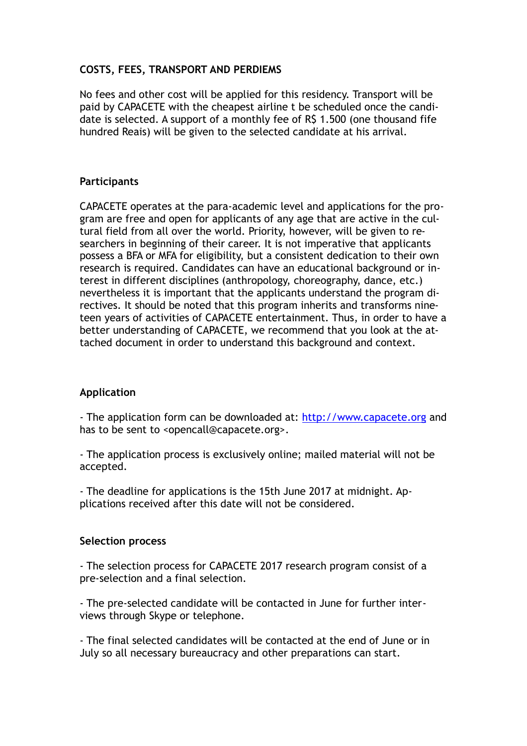**COSTS, FEES, TRANSPORT AND PERDIEMS**

No fees and other cost will be applied for this residency. Transport will be paid by CAPACETE with the cheapest airline t be scheduled once the candidate is selected. A support of a monthly fee of R$ 1.500 (one thousand fife hundred Reais) will be given to the selected candidate at his arrival.

**Participants**

CAPACETE operates at the para-academic level and applications for the program are free and open for applicants of any age that are active in the cultural field from all over the world. Priority, however, will be given to researchers in beginning of their career. It is not imperative that applicants possess a BFA or MFA for eligibility, but a consistent dedication to their own research is required. Candidates can have an educational background or interest in different disciplines (anthropology, choreography, dance, etc.) nevertheless it is important that the applicants understand the program directives. It should be noted that this program inherits and transforms nineteen years of activities of CAPACETE entertainment. Thus, in order to have a better understanding of CAPACETE, we recommend that you look at the attached document in order to understand this background and context.

**Application**

- The application form can be downloaded at: [http://www.capacete.org](http://www.capacete.org) and has to be sent to <opencall@capacete.org>.

- The application process is exclusively online; mailed material will not be accepted.

- The deadline for applications is the 15th June 2017 at midnight. Applications received after this date will not be considered.

**Selection process**

- The selection process for CAPACETE 2017 research program consist of a pre-selection and a final selection.

- The pre-selected candidate will be contacted in June for further interviews through Skype or telephone.

- The final selected candidates will be contacted at the end of June or in July so all necessary bureaucracy and other preparations can start.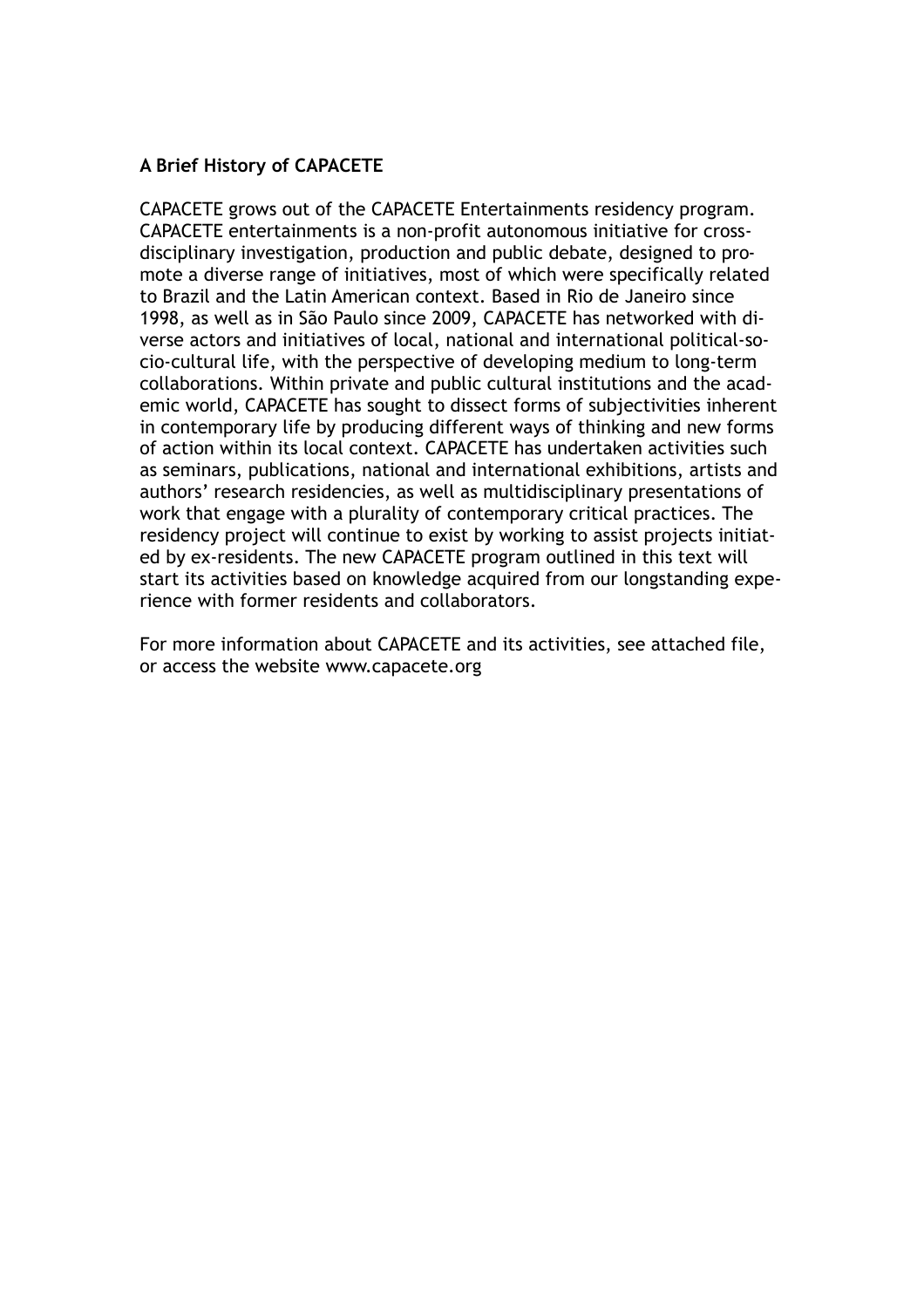**A Brief History of CAPACETE**

CAPACETE grows out of the CAPACETE Entertainments residency program. CAPACETE entertainments is a non-profit autonomous initiative for cross-disciplinary investigation, production and public debate, designed to promote a diverse range of initiatives, most of which were specifically related to Brazil and the Latin American context. Based in Rio de Janeiro since 1998, as well as in São Paulo since 2009, CAPACETE has networked with diverse actors and initiatives of local, national and international political-socio-cultural life, with the perspective of developing medium to long-term collaborations. Within private and public cultural institutions and the academic world, CAPACETE has sought to dissect forms of subjectivities inherent in contemporary life by producing different ways of thinking and new forms of action within its local context. CAPACETE has undertaken activities such as seminars, publications, national and international exhibitions, artists and authors' research residencies, as well as multidisciplinary presentations of work that engage with a plurality of contemporary critical practices. The residency project will continue to exist by working to assist projects initiated by ex-residents. The new CAPACETE program outlined in this text will start its activities based on knowledge acquired from our longstanding experience with former residents and collaborators.

For more information about CAPACETE and its activities, see attached file, or access the website www.capacete.org